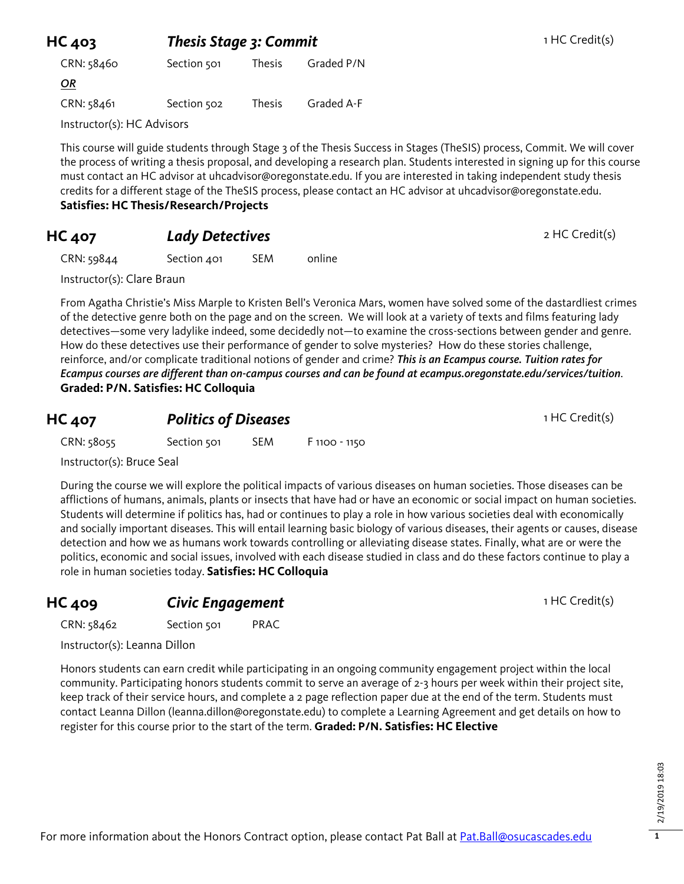## HC 403 — *Thesis Stage 3: Commit* — 1 HC Credit(s)

CRN: 58460 | Section 501 | Thesis | Graded P/N

***OR***

CRN: 58461 | Section 502 | Thesis | Graded A-F

Instructor(s): HC Advisors

This course will guide students through Stage 3 of the Thesis Success in Stages (TheSIS) process, Commit. We will cover the process of writing a thesis proposal, and developing a research plan. Students interested in signing up for this course must contact an HC advisor at uhcadvisor@oregonstate.edu. If you are interested in taking independent study thesis credits for a different stage of the TheSIS process, please contact an HC advisor at uhcadvisor@oregonstate.edu. **Satisfies: HC Thesis/Research/Projects**

## HC 407 — *Lady Detectives* — 2 HC Credit(s)

CRN: 59844 | Section 401 | SEM | online

Instructor(s): Clare Braun

From Agatha Christie's Miss Marple to Kristen Bell's Veronica Mars, women have solved some of the dastardliest crimes of the detective genre both on the page and on the screen. We will look at a variety of texts and films featuring lady detectives—some very ladylike indeed, some decidedly not—to examine the cross-sections between gender and genre. How do these detectives use their performance of gender to solve mysteries? How do these stories challenge, reinforce, and/or complicate traditional notions of gender and crime? ***This is an Ecampus course. Tuition rates for Ecampus courses are different than on-campus courses and can be found at ecampus.oregonstate.edu/services/tuition.*** **Graded: P/N. Satisfies: HC Colloquia**

## HC 407 — *Politics of Diseases* — 1 HC Credit(s)

CRN: 58055 | Section 501 | SEM | F 1100 - 1150

Instructor(s): Bruce Seal

During the course we will explore the political impacts of various diseases on human societies. Those diseases can be afflictions of humans, animals, plants or insects that have had or have an economic or social impact on human societies. Students will determine if politics has, had or continues to play a role in how various societies deal with economically and socially important diseases. This will entail learning basic biology of various diseases, their agents or causes, disease detection and how we as humans work towards controlling or alleviating disease states. Finally, what are or were the politics, economic and social issues, involved with each disease studied in class and do these factors continue to play a role in human societies today. **Satisfies: HC Colloquia**

## HC 409 — *Civic Engagement* — 1 HC Credit(s)

CRN: 58462 | Section 501 | PRAC

Instructor(s): Leanna Dillon

Honors students can earn credit while participating in an ongoing community engagement project within the local community. Participating honors students commit to serve an average of 2-3 hours per week within their project site, keep track of their service hours, and complete a 2 page reflection paper due at the end of the term. Students must contact Leanna Dillon (leanna.dillon@oregonstate.edu) to complete a Learning Agreement and get details on how to register for this course prior to the start of the term. **Graded: P/N. Satisfies: HC Elective**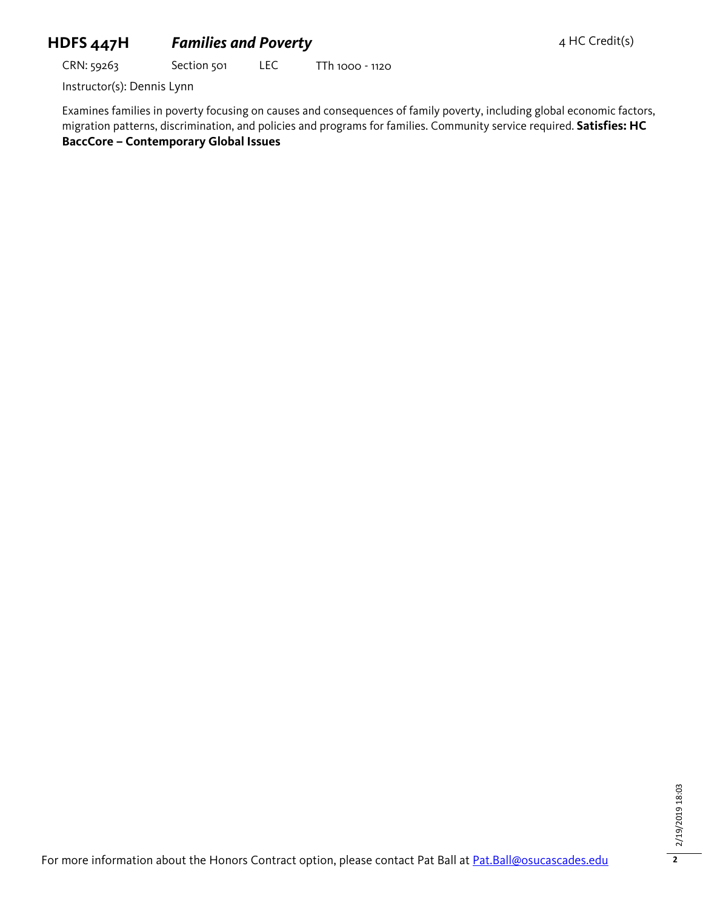## HDFS 447H *Families and Poverty* 4 HC Credit(s)

CRN: 59263 Section 501 LEC TTh 1000 - 1120

Instructor(s): Dennis Lynn

Examines families in poverty focusing on causes and consequences of family poverty, including global economic factors, migration patterns, discrimination, and policies and programs for families. Community service required. **Satisfies: HC BaccCore – Contemporary Global Issues**

For more information about the Honors Contract option, please contact Pat Ball at Pat.Ball@osucascades.edu